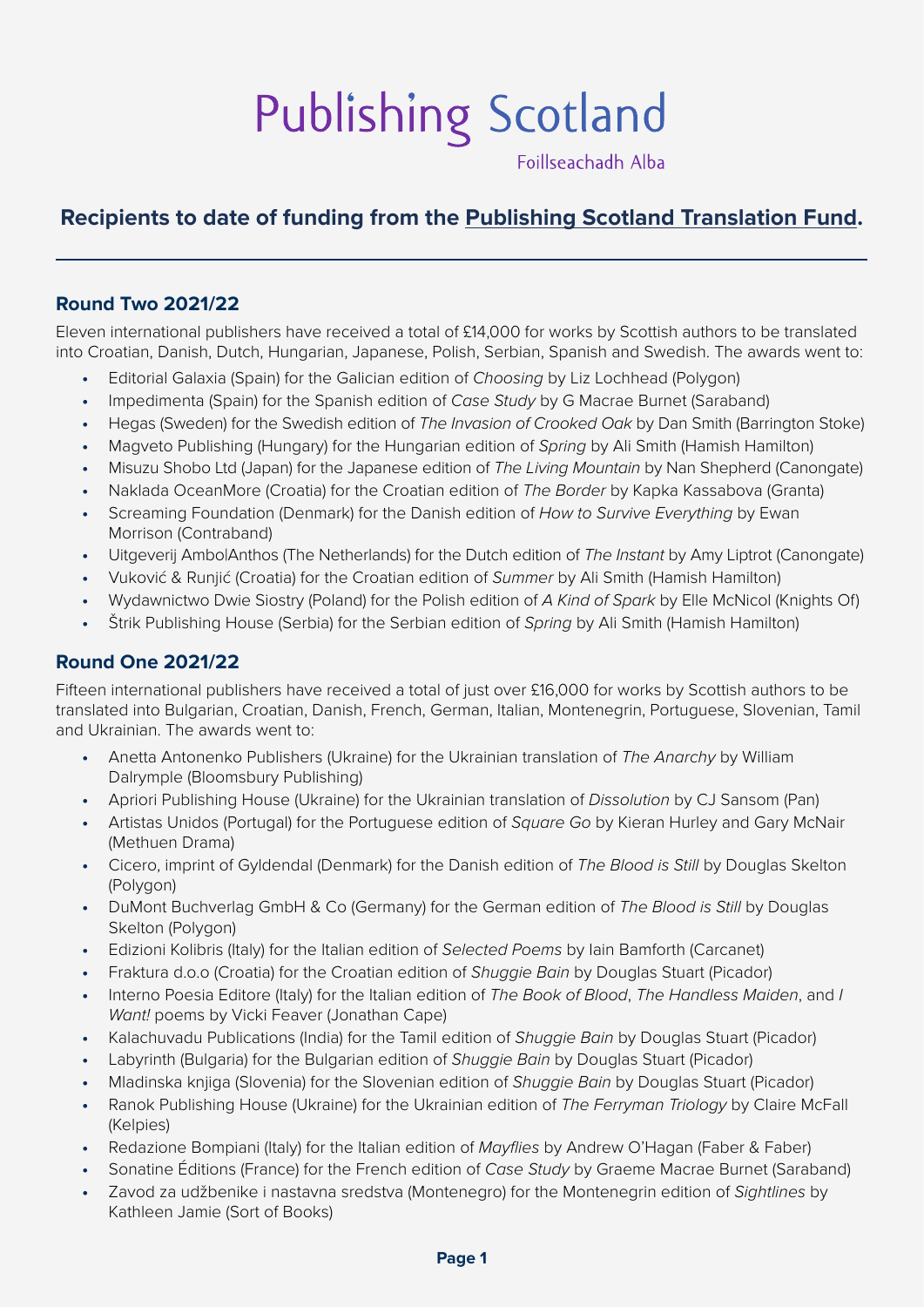# Publishing Scotland

Foillseachadh Alba

## Recipients to date of funding from the Publishing Scotland Translation Fund.

### Round Two 2021/22

Eleven international publishers have received a total of £14,000 for works by Scottish authors to be translated into Croatian, Danish, Dutch, Hungarian, Japanese, Polish, Serbian, Spanish and Swedish. The awards went to:

- Editorial Galaxia (Spain) for the Galician edition of *Choosing* by Liz Lochhead (Polygon)
- Impedimenta (Spain) for the Spanish edition of *Case Study* by G Macrae Burnet (Saraband)
- Hegas (Sweden) for the Swedish edition of *The Invasion of Crooked Oak* by Dan Smith (Barrington Stoke)
- Magveto Publishing (Hungary) for the Hungarian edition of *Spring* by Ali Smith (Hamish Hamilton)
- Misuzu Shobo Ltd (Japan) for the Japanese edition of *The Living Mountain* by Nan Shepherd (Canongate)
- Naklada OceanMore (Croatia) for the Croatian edition of *The Border* by Kapka Kassabova (Granta)
- Screaming Foundation (Denmark) for the Danish edition of *How to Survive Everything* by Ewan Morrison (Contraband)
- Uitgeverij AmbolAnthos (The Netherlands) for the Dutch edition of *The Instant* by Amy Liptrot (Canongate)
- Vuković & Runjić (Croatia) for the Croatian edition of *Summer* by Ali Smith (Hamish Hamilton)
- Wydawnictwo Dwie Siostry (Poland) for the Polish edition of *A Kind of Spark* by Elle McNicol (Knights Of)
- Štrik Publishing House (Serbia) for the Serbian edition of *Spring* by Ali Smith (Hamish Hamilton)

### Round One 2021/22

Fifteen international publishers have received a total of just over £16,000 for works by Scottish authors to be translated into Bulgarian, Croatian, Danish, French, German, Italian, Montenegrin, Portuguese, Slovenian, Tamil and Ukrainian. The awards went to:

- Anetta Antonenko Publishers (Ukraine) for the Ukrainian translation of *The Anarchy* by William Dalrymple (Bloomsbury Publishing)
- Apriori Publishing House (Ukraine) for the Ukrainian translation of *Dissolution* by CJ Sansom (Pan)
- Artistas Unidos (Portugal) for the Portuguese edition of *Square Go* by Kieran Hurley and Gary McNair (Methuen Drama)
- Cicero, imprint of Gyldendal (Denmark) for the Danish edition of *The Blood is Still* by Douglas Skelton (Polygon)
- DuMont Buchverlag GmbH & Co (Germany) for the German edition of *The Blood is Still* by Douglas Skelton (Polygon)
- Edizioni Kolibris (Italy) for the Italian edition of *Selected Poems* by Iain Bamforth (Carcanet)
- Fraktura d.o.o (Croatia) for the Croatian edition of *Shuggie Bain* by Douglas Stuart (Picador)
- Interno Poesia Editore (Italy) for the Italian edition of *The Book of Blood*, *The Handless Maiden*, and *I Want!* poems by Vicki Feaver (Jonathan Cape)
- Kalachuvadu Publications (India) for the Tamil edition of *Shuggie Bain* by Douglas Stuart (Picador)
- Labyrinth (Bulgaria) for the Bulgarian edition of *Shuggie Bain* by Douglas Stuart (Picador)
- Mladinska knjiga (Slovenia) for the Slovenian edition of *Shuggie Bain* by Douglas Stuart (Picador)
- Ranok Publishing House (Ukraine) for the Ukrainian edition of *The Ferryman Triology* by Claire McFall (Kelpies)
- Redazione Bompiani (Italy) for the Italian edition of *Mayflies* by Andrew O'Hagan (Faber & Faber)
- Sonatine Éditions (France) for the French edition of *Case Study* by Graeme Macrae Burnet (Saraband)
- Zavod za udžbenike i nastavna sredstva (Montenegro) for the Montenegrin edition of *Sightlines* by Kathleen Jamie (Sort of Books)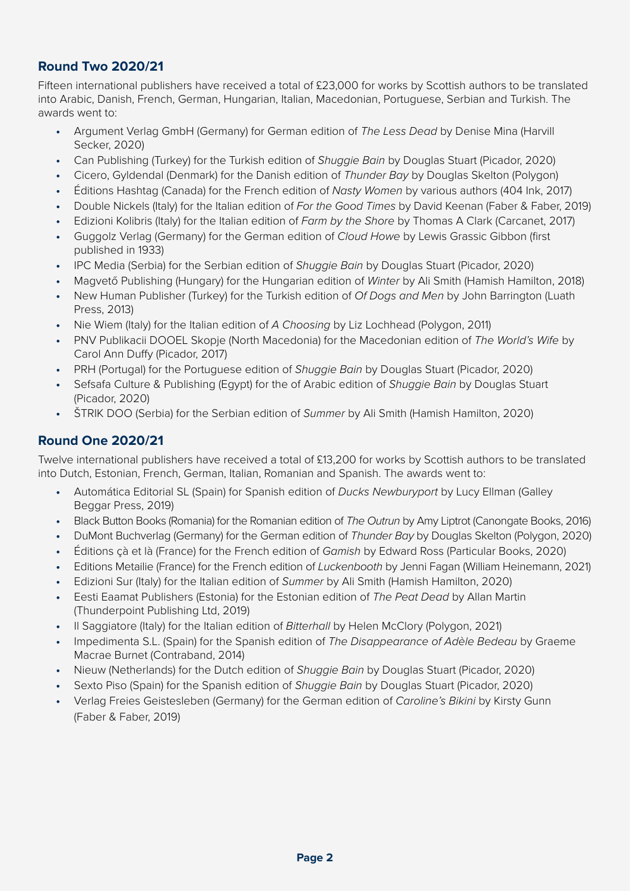## Round Two 2020/21

Fifteen international publishers have received a total of £23,000 for works by Scottish authors to be translated into Arabic, Danish, French, German, Hungarian, Italian, Macedonian, Portuguese, Serbian and Turkish. The awards went to:

- Argument Verlag GmbH (Germany) for German edition of *The Less Dead* by Denise Mina (Harvill Secker, 2020)
- Can Publishing (Turkey) for the Turkish edition of *Shuggie Bain* by Douglas Stuart (Picador, 2020)
- Cicero, Gyldendal (Denmark) for the Danish edition of *Thunder Bay* by Douglas Skelton (Polygon)
- Éditions Hashtag (Canada) for the French edition of *Nasty Women* by various authors (404 Ink, 2017)
- Double Nickels (Italy) for the Italian edition of *For the Good Times* by David Keenan (Faber & Faber, 2019)
- Edizioni Kolibris (Italy) for the Italian edition of *Farm by the Shore* by Thomas A Clark (Carcanet, 2017)
- Guggolz Verlag (Germany) for the German edition of *Cloud Howe* by Lewis Grassic Gibbon (first published in 1933)
- IPC Media (Serbia) for the Serbian edition of *Shuggie Bain* by Douglas Stuart (Picador, 2020)
- Magvető Publishing (Hungary) for the Hungarian edition of *Winter* by Ali Smith (Hamish Hamilton, 2018)
- New Human Publisher (Turkey) for the Turkish edition of *Of Dogs and Men* by John Barrington (Luath Press, 2013)
- Nie Wiem (Italy) for the Italian edition of *A Choosing* by Liz Lochhead (Polygon, 2011)
- PNV Publikacii DOOEL Skopje (North Macedonia) for the Macedonian edition of *The World's Wife* by Carol Ann Duffy (Picador, 2017)
- PRH (Portugal) for the Portuguese edition of *Shuggie Bain* by Douglas Stuart (Picador, 2020)
- Sefsafa Culture & Publishing (Egypt) for the of Arabic edition of *Shuggie Bain* by Douglas Stuart (Picador, 2020)
- ŠTRIK DOO (Serbia) for the Serbian edition of *Summer* by Ali Smith (Hamish Hamilton, 2020)

## Round One 2020/21

Twelve international publishers have received a total of £13,200 for works by Scottish authors to be translated into Dutch, Estonian, French, German, Italian, Romanian and Spanish. The awards went to:

- Automática Editorial SL (Spain) for Spanish edition of *Ducks Newburyport* by Lucy Ellman (Galley Beggar Press, 2019)
- Black Button Books (Romania) for the Romanian edition of *The Outrun* by Amy Liptrot (Canongate Books, 2016)
- DuMont Buchverlag (Germany) for the German edition of *Thunder Bay* by Douglas Skelton (Polygon, 2020)
- Éditions çà et là (France) for the French edition of *Gamish* by Edward Ross (Particular Books, 2020)
- Editions Metailie (France) for the French edition of *Luckenbooth* by Jenni Fagan (William Heinemann, 2021)
- Edizioni Sur (Italy) for the Italian edition of *Summer* by Ali Smith (Hamish Hamilton, 2020)
- Eesti Eaamat Publishers (Estonia) for the Estonian edition of *The Peat Dead* by Allan Martin (Thunderpoint Publishing Ltd, 2019)
- Il Saggiatore (Italy) for the Italian edition of *Bitterhall* by Helen McClory (Polygon, 2021)
- Impedimenta S.L. (Spain) for the Spanish edition of *The Disappearance of Adèle Bedeau* by Graeme Macrae Burnet (Contraband, 2014)
- Nieuw (Netherlands) for the Dutch edition of *Shuggie Bain* by Douglas Stuart (Picador, 2020)
- Sexto Piso (Spain) for the Spanish edition of *Shuggie Bain* by Douglas Stuart (Picador, 2020)
- Verlag Freies Geistesleben (Germany) for the German edition of *Caroline's Bikini* by Kirsty Gunn (Faber & Faber, 2019)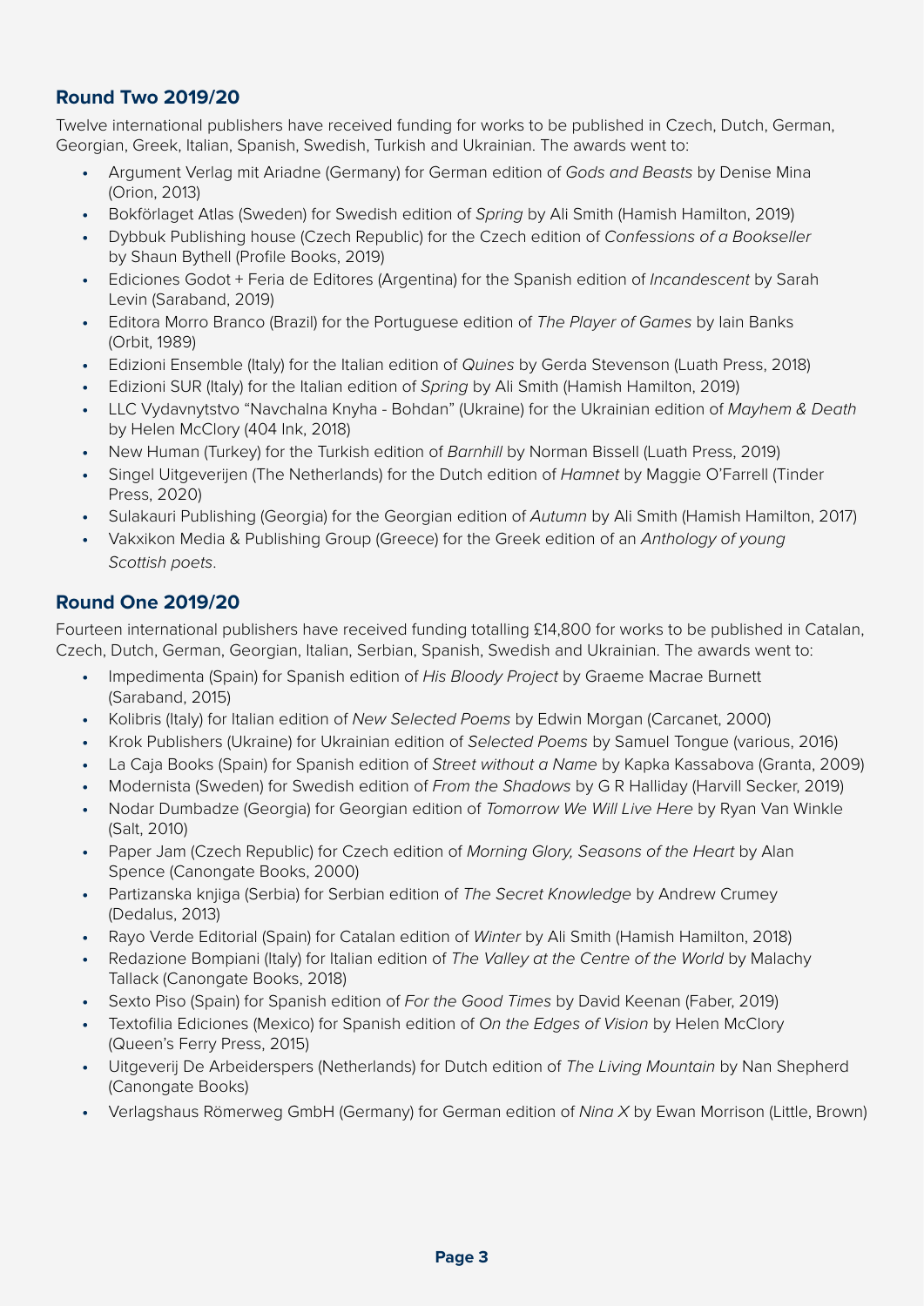## Round Two 2019/20

Twelve international publishers have received funding for works to be published in Czech, Dutch, German, Georgian, Greek, Italian, Spanish, Swedish, Turkish and Ukrainian. The awards went to:

- Argument Verlag mit Ariadne (Germany) for German edition of *Gods and Beasts* by Denise Mina (Orion, 2013)
- Bokförlaget Atlas (Sweden) for Swedish edition of *Spring* by Ali Smith (Hamish Hamilton, 2019)
- Dybbuk Publishing house (Czech Republic) for the Czech edition of *Confessions of a Bookseller* by Shaun Bythell (Profile Books, 2019)
- Ediciones Godot + Feria de Editores (Argentina) for the Spanish edition of *Incandescent* by Sarah Levin (Saraband, 2019)
- Editora Morro Branco (Brazil) for the Portuguese edition of *The Player of Games* by Iain Banks (Orbit, 1989)
- Edizioni Ensemble (Italy) for the Italian edition of *Quines* by Gerda Stevenson (Luath Press, 2018)
- Edizioni SUR (Italy) for the Italian edition of *Spring* by Ali Smith (Hamish Hamilton, 2019)
- LLC Vydavnytstvo "Navchalna Knyha - Bohdan" (Ukraine) for the Ukrainian edition of *Mayhem & Death* by Helen McClory (404 Ink, 2018)
- New Human (Turkey) for the Turkish edition of *Barnhill* by Norman Bissell (Luath Press, 2019)
- Singel Uitgeverijen (The Netherlands) for the Dutch edition of *Hamnet* by Maggie O'Farrell (Tinder Press, 2020)
- Sulakauri Publishing (Georgia) for the Georgian edition of *Autumn* by Ali Smith (Hamish Hamilton, 2017)
- Vakxikon Media & Publishing Group (Greece) for the Greek edition of an *Anthology of young Scottish poets*.

## Round One 2019/20

Fourteen international publishers have received funding totalling £14,800 for works to be published in Catalan, Czech, Dutch, German, Georgian, Italian, Serbian, Spanish, Swedish and Ukrainian. The awards went to:

- Impedimenta (Spain) for Spanish edition of *His Bloody Project* by Graeme Macrae Burnett (Saraband, 2015)
- Kolibris (Italy) for Italian edition of *New Selected Poems* by Edwin Morgan (Carcanet, 2000)
- Krok Publishers (Ukraine) for Ukrainian edition of *Selected Poems* by Samuel Tongue (various, 2016)
- La Caja Books (Spain) for Spanish edition of *Street without a Name* by Kapka Kassabova (Granta, 2009)
- Modernista (Sweden) for Swedish edition of *From the Shadows* by G R Halliday (Harvill Secker, 2019)
- Nodar Dumbadze (Georgia) for Georgian edition of *Tomorrow We Will Live Here* by Ryan Van Winkle (Salt, 2010)
- Paper Jam (Czech Republic) for Czech edition of *Morning Glory, Seasons of the Heart* by Alan Spence (Canongate Books, 2000)
- Partizanska knjiga (Serbia) for Serbian edition of *The Secret Knowledge* by Andrew Crumey (Dedalus, 2013)
- Rayo Verde Editorial (Spain) for Catalan edition of *Winter* by Ali Smith (Hamish Hamilton, 2018)
- Redazione Bompiani (Italy) for Italian edition of *The Valley at the Centre of the World* by Malachy Tallack (Canongate Books, 2018)
- Sexto Piso (Spain) for Spanish edition of *For the Good Times* by David Keenan (Faber, 2019)
- Textofilia Ediciones (Mexico) for Spanish edition of *On the Edges of Vision* by Helen McClory (Queen's Ferry Press, 2015)
- Uitgeverij De Arbeiderspers (Netherlands) for Dutch edition of *The Living Mountain* by Nan Shepherd (Canongate Books)
- Verlagshaus Römerweg GmbH (Germany) for German edition of *Nina X* by Ewan Morrison (Little, Brown)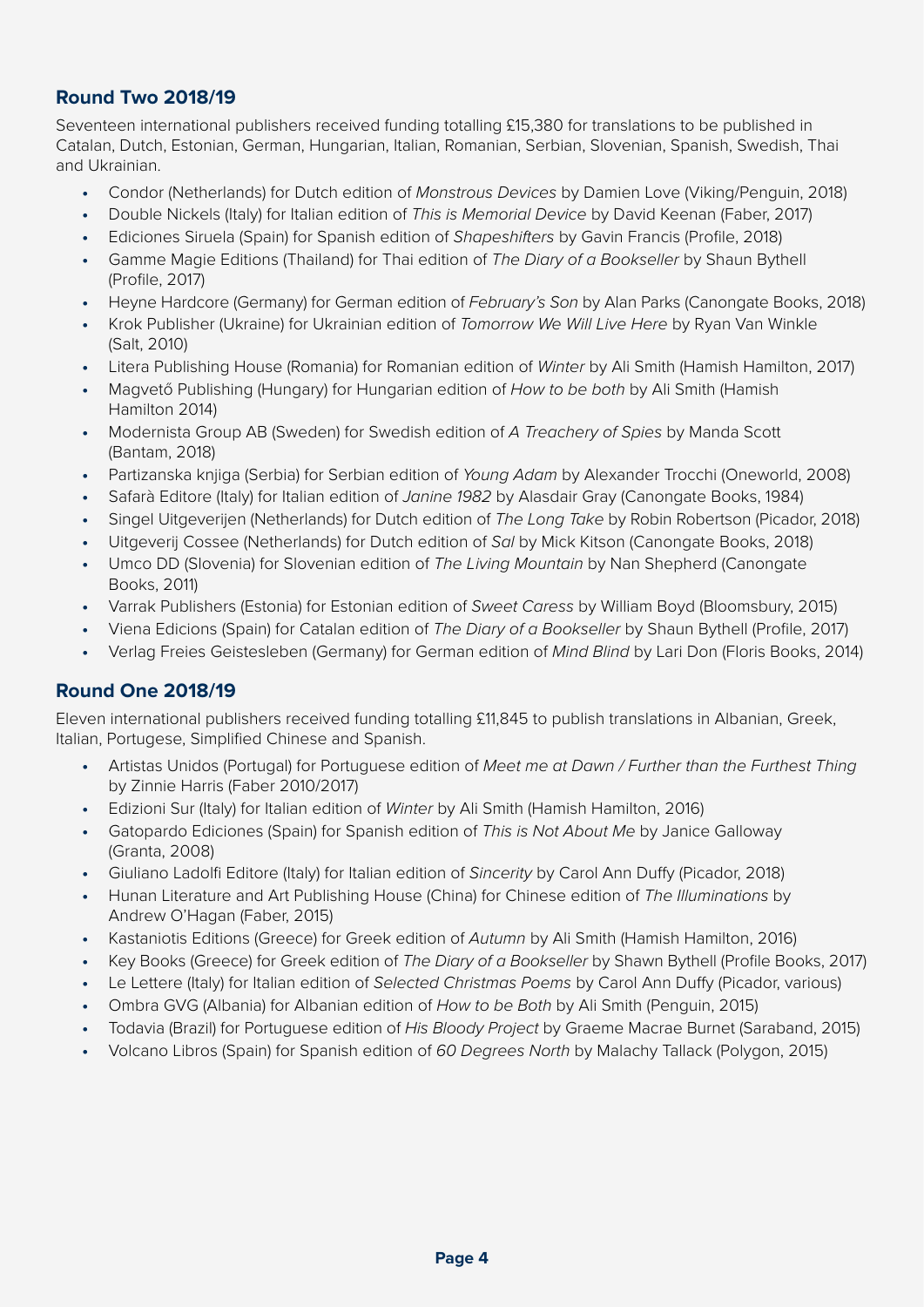## Round Two 2018/19

Seventeen international publishers received funding totalling £15,380 for translations to be published in Catalan, Dutch, Estonian, German, Hungarian, Italian, Romanian, Serbian, Slovenian, Spanish, Swedish, Thai and Ukrainian.

- Condor (Netherlands) for Dutch edition of *Monstrous Devices* by Damien Love (Viking/Penguin, 2018)
- Double Nickels (Italy) for Italian edition of *This is Memorial Device* by David Keenan (Faber, 2017)
- Ediciones Siruela (Spain) for Spanish edition of *Shapeshifters* by Gavin Francis (Profile, 2018)
- Gamme Magie Editions (Thailand) for Thai edition of *The Diary of a Bookseller* by Shaun Bythell (Profile, 2017)
- Heyne Hardcore (Germany) for German edition of *February's Son* by Alan Parks (Canongate Books, 2018)
- Krok Publisher (Ukraine) for Ukrainian edition of *Tomorrow We Will Live Here* by Ryan Van Winkle (Salt, 2010)
- Litera Publishing House (Romania) for Romanian edition of *Winter* by Ali Smith (Hamish Hamilton, 2017)
- Magvető Publishing (Hungary) for Hungarian edition of *How to be both* by Ali Smith (Hamish Hamilton 2014)
- Modernista Group AB (Sweden) for Swedish edition of *A Treachery of Spies* by Manda Scott (Bantam, 2018)
- Partizanska knjiga (Serbia) for Serbian edition of *Young Adam* by Alexander Trocchi (Oneworld, 2008)
- Safarà Editore (Italy) for Italian edition of *Janine 1982* by Alasdair Gray (Canongate Books, 1984)
- Singel Uitgeverijen (Netherlands) for Dutch edition of *The Long Take* by Robin Robertson (Picador, 2018)
- Uitgeverij Cossee (Netherlands) for Dutch edition of *Sal* by Mick Kitson (Canongate Books, 2018)
- Umco DD (Slovenia) for Slovenian edition of *The Living Mountain* by Nan Shepherd (Canongate Books, 2011)
- Varrak Publishers (Estonia) for Estonian edition of *Sweet Caress* by William Boyd (Bloomsbury, 2015)
- Viena Edicions (Spain) for Catalan edition of *The Diary of a Bookseller* by Shaun Bythell (Profile, 2017)
- Verlag Freies Geistesleben (Germany) for German edition of *Mind Blind* by Lari Don (Floris Books, 2014)

## Round One 2018/19

Eleven international publishers received funding totalling £11,845 to publish translations in Albanian, Greek, Italian, Portugese, Simplified Chinese and Spanish.

- Artistas Unidos (Portugal) for Portuguese edition of *Meet me at Dawn / Further than the Furthest Thing* by Zinnie Harris (Faber 2010/2017)
- Edizioni Sur (Italy) for Italian edition of *Winter* by Ali Smith (Hamish Hamilton, 2016)
- Gatopardo Ediciones (Spain) for Spanish edition of *This is Not About Me* by Janice Galloway (Granta, 2008)
- Giuliano Ladolfi Editore (Italy) for Italian edition of *Sincerity* by Carol Ann Duffy (Picador, 2018)
- Hunan Literature and Art Publishing House (China) for Chinese edition of *The Illuminations* by Andrew O'Hagan (Faber, 2015)
- Kastaniotis Editions (Greece) for Greek edition of *Autumn* by Ali Smith (Hamish Hamilton, 2016)
- Key Books (Greece) for Greek edition of *The Diary of a Bookseller* by Shawn Bythell (Profile Books, 2017)
- Le Lettere (Italy) for Italian edition of *Selected Christmas Poems* by Carol Ann Duffy (Picador, various)
- Ombra GVG (Albania) for Albanian edition of *How to be Both* by Ali Smith (Penguin, 2015)
- Todavia (Brazil) for Portuguese edition of *His Bloody Project* by Graeme Macrae Burnet (Saraband, 2015)
- Volcano Libros (Spain) for Spanish edition of *60 Degrees North* by Malachy Tallack (Polygon, 2015)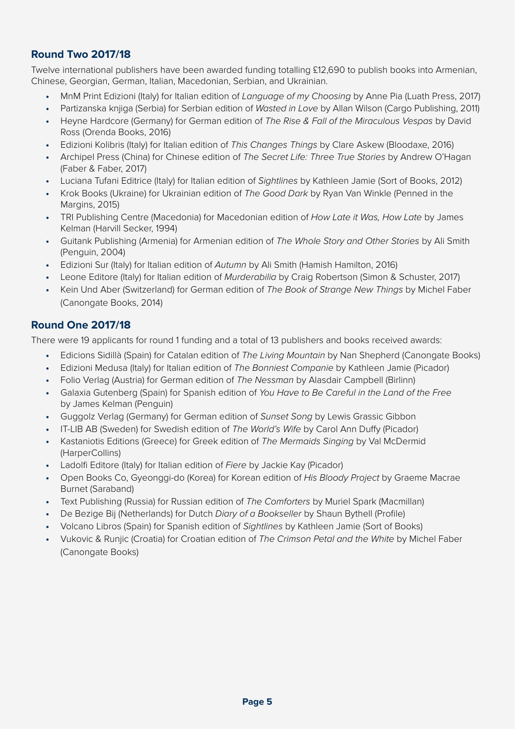## Round Two 2017/18

Twelve international publishers have been awarded funding totalling £12,690 to publish books into Armenian, Chinese, Georgian, German, Italian, Macedonian, Serbian, and Ukrainian.

- MnM Print Edizioni (Italy) for Italian edition of *Language of my Choosing* by Anne Pia (Luath Press, 2017)
- Partizanska knjiga (Serbia) for Serbian edition of *Wasted in Love* by Allan Wilson (Cargo Publishing, 2011)
- Heyne Hardcore (Germany) for German edition of *The Rise & Fall of the Miraculous Vespas* by David Ross (Orenda Books, 2016)
- Edizioni Kolibris (Italy) for Italian edition of *This Changes Things* by Clare Askew (Bloodaxe, 2016)
- Archipel Press (China) for Chinese edition of *The Secret Life: Three True Stories* by Andrew O'Hagan (Faber & Faber, 2017)
- Luciana Tufani Editrice (Italy) for Italian edition of *Sightlines* by Kathleen Jamie (Sort of Books, 2012)
- Krok Books (Ukraine) for Ukrainian edition of *The Good Dark* by Ryan Van Winkle (Penned in the Margins, 2015)
- TRI Publishing Centre (Macedonia) for Macedonian edition of *How Late it Was, How Late* by James Kelman (Harvill Secker, 1994)
- Guitank Publishing (Armenia) for Armenian edition of *The Whole Story and Other Stories* by Ali Smith (Penguin, 2004)
- Edizioni Sur (Italy) for Italian edition of *Autumn* by Ali Smith (Hamish Hamilton, 2016)
- Leone Editore (Italy) for Italian edition of *Murderabilia* by Craig Robertson (Simon & Schuster, 2017)
- Kein Und Aber (Switzerland) for German edition of *The Book of Strange New Things* by Michel Faber (Canongate Books, 2014)

## Round One 2017/18

There were 19 applicants for round 1 funding and a total of 13 publishers and books received awards:

- Edicions Sidillà (Spain) for Catalan edition of *The Living Mountain* by Nan Shepherd (Canongate Books)
- Edizioni Medusa (Italy) for Italian edition of *The Bonniest Companie* by Kathleen Jamie (Picador)
- Folio Verlag (Austria) for German edition of *The Nessman* by Alasdair Campbell (Birlinn)
- Galaxia Gutenberg (Spain) for Spanish edition of *You Have to Be Careful in the Land of the Free* by James Kelman (Penguin)
- Guggolz Verlag (Germany) for German edition of *Sunset Song* by Lewis Grassic Gibbon
- IT-LIB AB (Sweden) for Swedish edition of *The World's Wife* by Carol Ann Duffy (Picador)
- Kastaniotis Editions (Greece) for Greek edition of *The Mermaids Singing* by Val McDermid (HarperCollins)
- Ladolfi Editore (Italy) for Italian edition of *Fiere* by Jackie Kay (Picador)
- Open Books Co, Gyeonggi-do (Korea) for Korean edition of *His Bloody Project* by Graeme Macrae Burnet (Saraband)
- Text Publishing (Russia) for Russian edition of *The Comforters* by Muriel Spark (Macmillan)
- De Bezige Bij (Netherlands) for Dutch *Diary of a Bookseller* by Shaun Bythell (Profile)
- Volcano Libros (Spain) for Spanish edition of *Sightlines* by Kathleen Jamie (Sort of Books)
- Vukovic & Runjic (Croatia) for Croatian edition of *The Crimson Petal and the White* by Michel Faber (Canongate Books)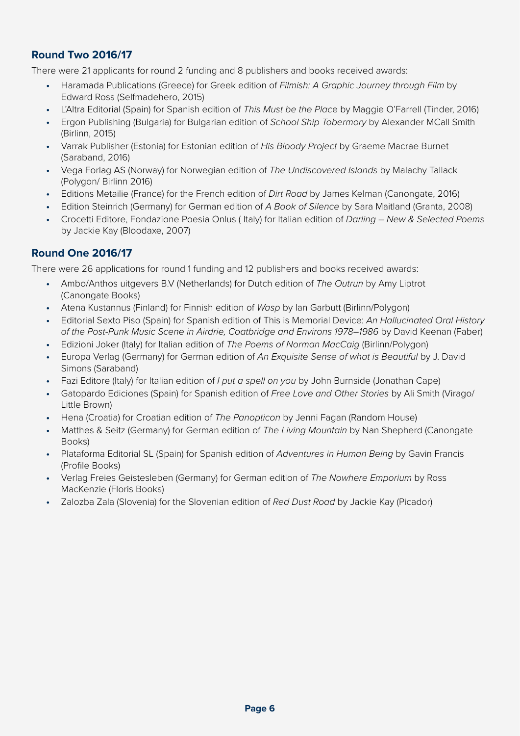## Round Two 2016/17

There were 21 applicants for round 2 funding and 8 publishers and books received awards:

- Haramada Publications (Greece) for Greek edition of *Filmish: A Graphic Journey through Film* by Edward Ross (Selfmadehero, 2015)
- L'Altra Editorial (Spain) for Spanish edition of *This Must be the Plac*e by Maggie O'Farrell (Tinder, 2016)
- Ergon Publishing (Bulgaria) for Bulgarian edition of *School Ship Tobermory* by Alexander MCall Smith (Birlinn, 2015)
- Varrak Publisher (Estonia) for Estonian edition of *His Bloody Project* by Graeme Macrae Burnet (Saraband, 2016)
- Vega Forlag AS (Norway) for Norwegian edition of *The Undiscovered Islands* by Malachy Tallack (Polygon/ Birlinn 2016)
- Editions Metailie (France) for the French edition of *Dirt Road* by James Kelman (Canongate, 2016)
- Edition Steinrich (Germany) for German edition of *A Book of Silence* by Sara Maitland (Granta, 2008)
- Crocetti Editore, Fondazione Poesia Onlus ( Italy) for Italian edition of *Darling – New & Selected Poems* by Jackie Kay (Bloodaxe, 2007)

## Round One 2016/17

There were 26 applications for round 1 funding and 12 publishers and books received awards:

- Ambo/Anthos uitgevers B.V (Netherlands) for Dutch edition of *The Outrun* by Amy Liptrot (Canongate Books)
- Atena Kustannus (Finland) for Finnish edition of *Wasp* by Ian Garbutt (Birlinn/Polygon)
- Editorial Sexto Piso (Spain) for Spanish edition of This is Memorial Device: *An Hallucinated Oral History of the Post-Punk Music Scene in Airdrie, Coatbridge and Environs 1978–1986* by David Keenan (Faber)
- Edizioni Joker (Italy) for Italian edition of *The Poems of Norman MacCaig* (Birlinn/Polygon)
- Europa Verlag (Germany) for German edition of *An Exquisite Sense of what is Beautiful* by J. David Simons (Saraband)
- Fazi Editore (Italy) for Italian edition of *I put a spell on you* by John Burnside (Jonathan Cape)
- Gatopardo Ediciones (Spain) for Spanish edition of *Free Love and Other Stories* by Ali Smith (Virago/ Little Brown)
- Hena (Croatia) for Croatian edition of *The Panopticon* by Jenni Fagan (Random House)
- Matthes & Seitz (Germany) for German edition of *The Living Mountain* by Nan Shepherd (Canongate Books)
- Plataforma Editorial SL (Spain) for Spanish edition of *Adventures in Human Being* by Gavin Francis (Profile Books)
- Verlag Freies Geistesleben (Germany) for German edition of *The Nowhere Emporium* by Ross MacKenzie (Floris Books)
- Zalozba Zala (Slovenia) for the Slovenian edition of *Red Dust Road* by Jackie Kay (Picador)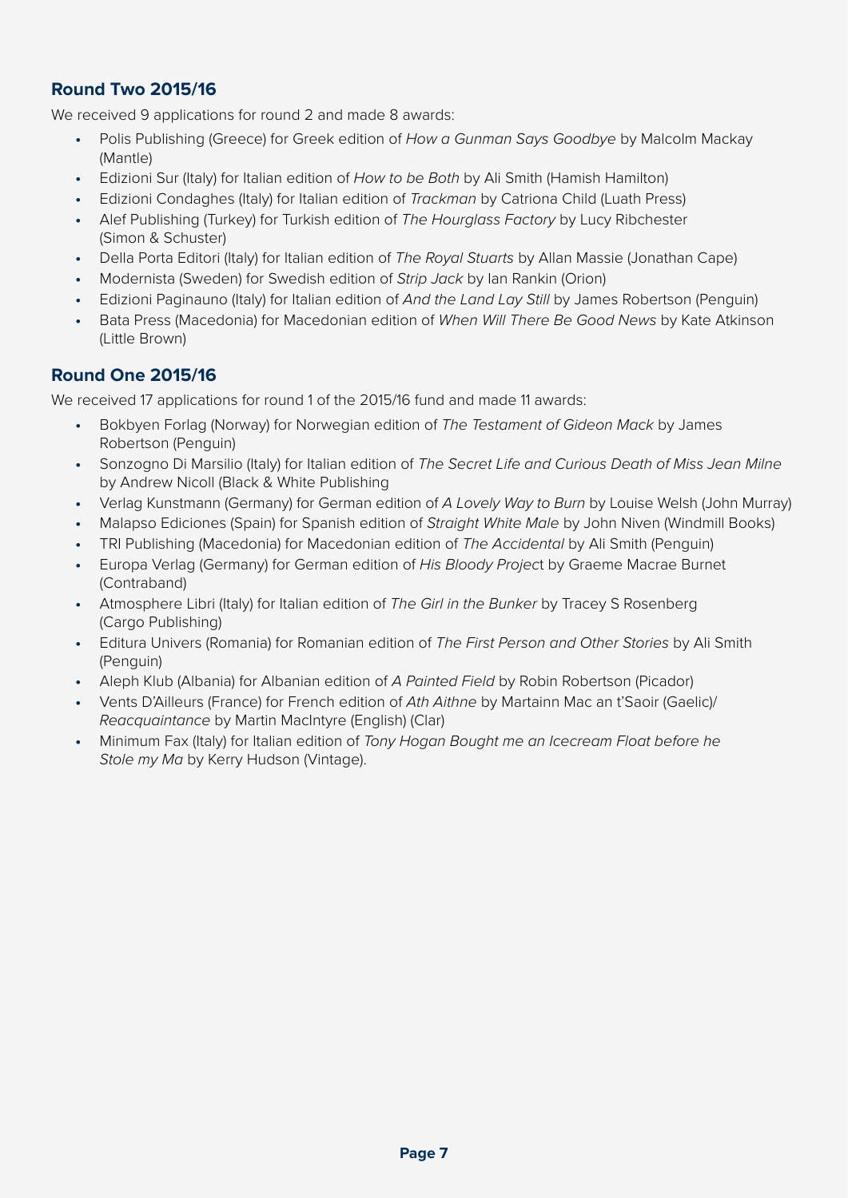## Round Two 2015/16

We received 9 applications for round 2 and made 8 awards:

- Polis Publishing (Greece) for Greek edition of *How a Gunman Says Goodbye* by Malcolm Mackay (Mantle)
- Edizioni Sur (Italy) for Italian edition of *How to be Both* by Ali Smith (Hamish Hamilton)
- Edizioni Condaghes (Italy) for Italian edition of *Trackman* by Catriona Child (Luath Press)
- Alef Publishing (Turkey) for Turkish edition of *The Hourglass Factory* by Lucy Ribchester (Simon & Schuster)
- Della Porta Editori (Italy) for Italian edition of *The Royal Stuarts* by Allan Massie (Jonathan Cape)
- Modernista (Sweden) for Swedish edition of *Strip Jack* by Ian Rankin (Orion)
- Edizioni Paginauno (Italy) for Italian edition of *And the Land Lay Still* by James Robertson (Penguin)
- Bata Press (Macedonia) for Macedonian edition of *When Will There Be Good News* by Kate Atkinson (Little Brown)

## Round One 2015/16

We received 17 applications for round 1 of the 2015/16 fund and made 11 awards:

- Bokbyen Forlag (Norway) for Norwegian edition of *The Testament of Gideon Mack* by James Robertson (Penguin)
- Sonzogno Di Marsilio (Italy) for Italian edition of *The Secret Life and Curious Death of Miss Jean Milne* by Andrew Nicoll (Black & White Publishing
- Verlag Kunstmann (Germany) for German edition of *A Lovely Way to Burn* by Louise Welsh (John Murray)
- Malapso Ediciones (Spain) for Spanish edition of *Straight White Male* by John Niven (Windmill Books)
- TRI Publishing (Macedonia) for Macedonian edition of *The Accidental* by Ali Smith (Penguin)
- Europa Verlag (Germany) for German edition of *His Bloody Project* by Graeme Macrae Burnet (Contraband)
- Atmosphere Libri (Italy) for Italian edition of *The Girl in the Bunker* by Tracey S Rosenberg (Cargo Publishing)
- Editura Univers (Romania) for Romanian edition of *The First Person and Other Stories* by Ali Smith (Penguin)
- Aleph Klub (Albania) for Albanian edition of *A Painted Field* by Robin Robertson (Picador)
- Vents D'Ailleurs (France) for French edition of *Ath Aithne* by Martainn Mac an t'Saoir (Gaelic)/ *Reacquaintance* by Martin MacIntyre (English) (Clar)
- Minimum Fax (Italy) for Italian edition of *Tony Hogan Bought me an Icecream Float before he Stole my Ma* by Kerry Hudson (Vintage).